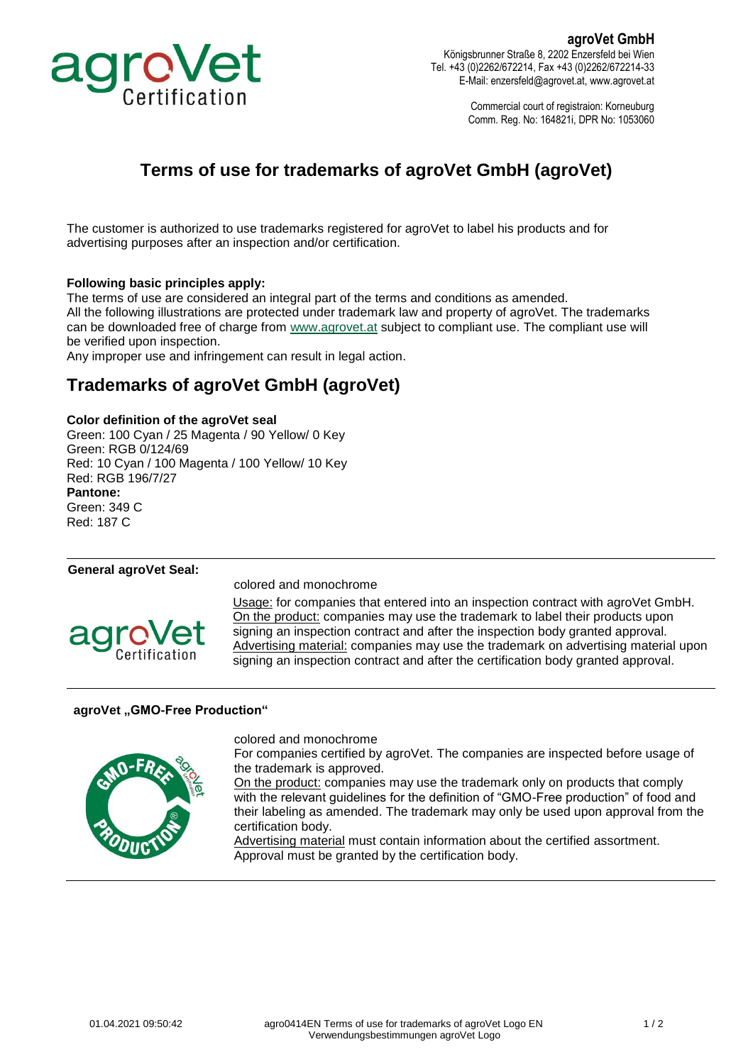**agroVet GmbH**
Königsbrunner Straße 8, 2202 Enzersfeld bei Wien
Tel. +43 (0)2262/672214, Fax +43 (0)2262/672214-33
E-Mail: enzersfeld@agrovet.at, www.agrovet.at

Commercial court of registraion: Korneuburg
Comm. Reg. No: 164821i, DPR No: 1053060

# Terms of use for trademarks of agroVet GmbH (agroVet)

The customer is authorized to use trademarks registered for agroVet to label his products and for advertising purposes after an inspection and/or certification.

**Following basic principles apply:**
The terms of use are considered an integral part of the terms and conditions as amended.
All the following illustrations are protected under trademark law and property of agroVet. The trademarks can be downloaded free of charge from www.agrovet.at subject to compliant use. The compliant use will be verified upon inspection.
Any improper use and infringement can result in legal action.

## Trademarks of agroVet GmbH (agroVet)

**Color definition of the agroVet seal**
Green: 100 Cyan / 25 Magenta / 90 Yellow/ 0 Key
Green: RGB 0/124/69
Red: 10 Cyan / 100 Magenta / 100 Yellow/ 10 Key
Red: RGB 196/7/27
**Pantone:**
Green: 349 C
Red: 187 C

**General agroVet Seal:**

colored and monochrome

Usage: for companies that entered into an inspection contract with agroVet GmbH.
On the product: companies may use the trademark to label their products upon signing an inspection contract and after the inspection body granted approval.
Advertising material: companies may use the trademark on advertising material upon signing an inspection contract and after the certification body granted approval.

**agroVet „GMO-Free Production“**

colored and monochrome
For companies certified by agroVet. The companies are inspected before usage of the trademark is approved.
On the product: companies may use the trademark only on products that comply with the relevant guidelines for the definition of "GMO-Free production" of food and their labeling as amended. The trademark may only be used upon approval from the certification body.
Advertising material must contain information about the certified assortment. Approval must be granted by the certification body.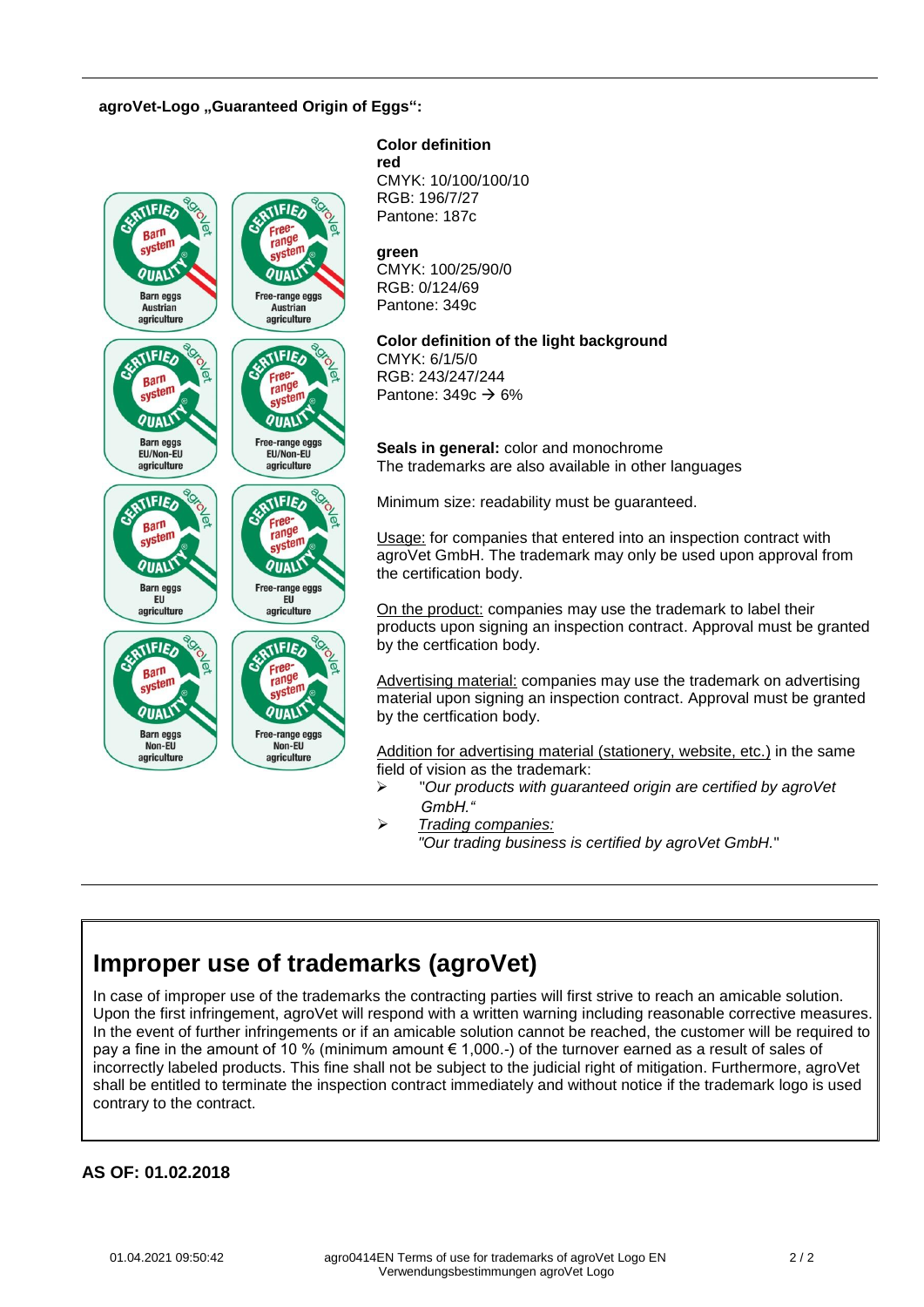**agroVet-Logo „Guaranteed Origin of Eggs":**

**Color definition**
**red**
CMYK: 10/100/100/10
RGB: 196/7/27
Pantone: 187c

**green**
CMYK: 100/25/90/0
RGB: 0/124/69
Pantone: 349c

**Color definition of the light background**
CMYK: 6/1/5/0
RGB: 243/247/244
Pantone: 349c → 6%

**Seals in general:** color and monochrome
The trademarks are also available in other languages

Minimum size: readability must be guaranteed.

Usage: for companies that entered into an inspection contract with agroVet GmbH. The trademark may only be used upon approval from the certification body.

On the product: companies may use the trademark to label their products upon signing an inspection contract. Approval must be granted by the certfication body.

Advertising material: companies may use the trademark on advertising material upon signing an inspection contract. Approval must be granted by the certfication body.

Addition for advertising material (stationery, website, etc.) in the same field of vision as the trademark:

- *"Our products with guaranteed origin are certified by agroVet GmbH."*
- *Trading companies:*
  *"Our trading business is certified by agroVet GmbH."*

## Improper use of trademarks (agroVet)

In case of improper use of the trademarks the contracting parties will first strive to reach an amicable solution. Upon the first infringement, agroVet will respond with a written warning including reasonable corrective measures. In the event of further infringements or if an amicable solution cannot be reached, the customer will be required to pay a fine in the amount of 10 % (minimum amount € 1,000.-) of the turnover earned as a result of sales of incorrectly labeled products. This fine shall not be subject to the judicial right of mitigation. Furthermore, agroVet shall be entitled to terminate the inspection contract immediately and without notice if the trademark logo is used contrary to the contract.

**AS OF: 01.02.2018**